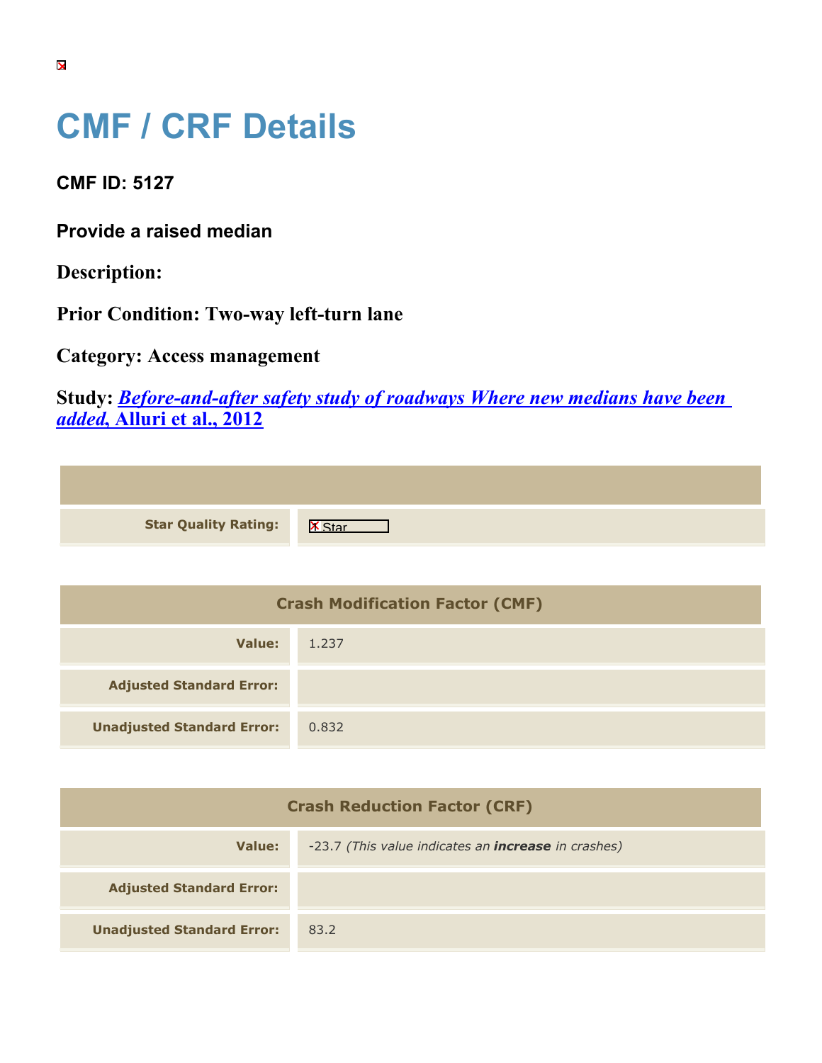# CMF / CRF Details

## CMF ID: 5127

### Provide a raised median

**Description:**

**Prior Condition: Two-way left-turn lane**

**Category: Access management**

**Study: *Before-and-after safety study of roadways Where new medians have been added*, Alluri et al., 2012**

| | |
|---|---|
| **Star Quality Rating:** | Star |

| Crash Modification Factor (CMF) | |
|---|---|
| **Value:** | 1.237 |
| **Adjusted Standard Error:** | |
| **Unadjusted Standard Error:** | 0.832 |

| Crash Reduction Factor (CRF) | |
|---|---|
| **Value:** | -23.7 *(This value indicates an **increase** in crashes)* |
| **Adjusted Standard Error:** | |
| **Unadjusted Standard Error:** | 83.2 |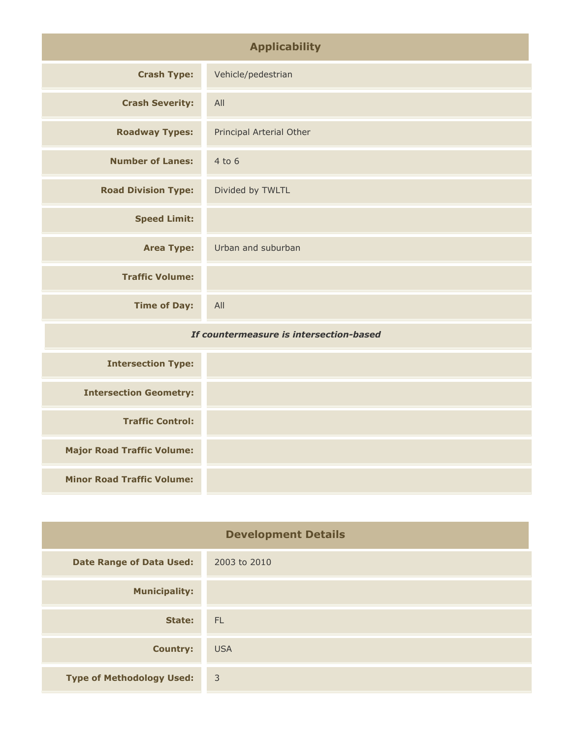## Applicability

| | |
|---|---|
| **Crash Type:** | Vehicle/pedestrian |
| **Crash Severity:** | All |
| **Roadway Types:** | Principal Arterial Other |
| **Number of Lanes:** | 4 to 6 |
| **Road Division Type:** | Divided by TWLTL |
| **Speed Limit:** | |
| **Area Type:** | Urban and suburban |
| **Traffic Volume:** | |
| **Time of Day:** | All |
| ***If countermeasure is intersection-based*** | |
| **Intersection Type:** | |
| **Intersection Geometry:** | |
| **Traffic Control:** | |
| **Major Road Traffic Volume:** | |
| **Minor Road Traffic Volume:** | |

## Development Details

| | |
|---|---|
| **Date Range of Data Used:** | 2003 to 2010 |
| **Municipality:** | |
| **State:** | FL |
| **Country:** | USA |
| **Type of Methodology Used:** | 3 |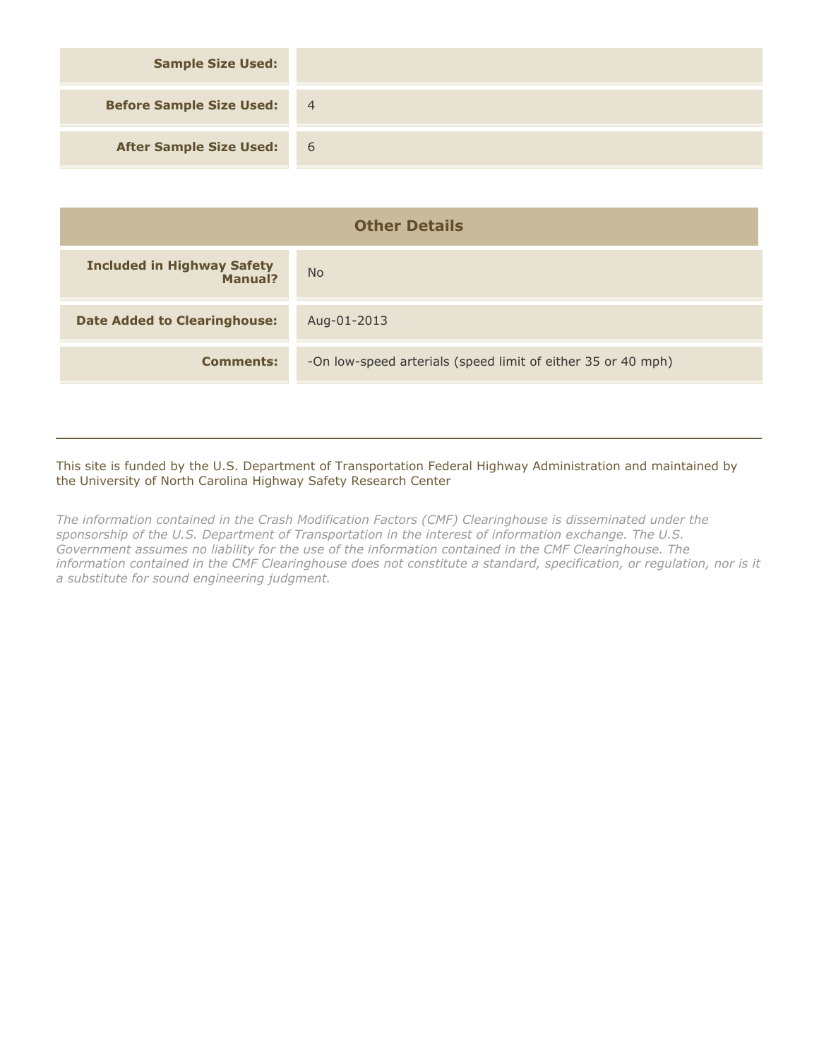| | |
|---|---|
| **Sample Size Used:** | |
| **Before Sample Size Used:** | 4 |
| **After Sample Size Used:** | 6 |

## Other Details

| | |
|---|---|
| **Included in Highway Safety Manual?** | No |
| **Date Added to Clearinghouse:** | Aug-01-2013 |
| **Comments:** | -On low-speed arterials (speed limit of either 35 or 40 mph) |

---

This site is funded by the U.S. Department of Transportation Federal Highway Administration and maintained by the University of North Carolina Highway Safety Research Center

*The information contained in the Crash Modification Factors (CMF) Clearinghouse is disseminated under the sponsorship of the U.S. Department of Transportation in the interest of information exchange. The U.S. Government assumes no liability for the use of the information contained in the CMF Clearinghouse. The information contained in the CMF Clearinghouse does not constitute a standard, specification, or regulation, nor is it a substitute for sound engineering judgment.*